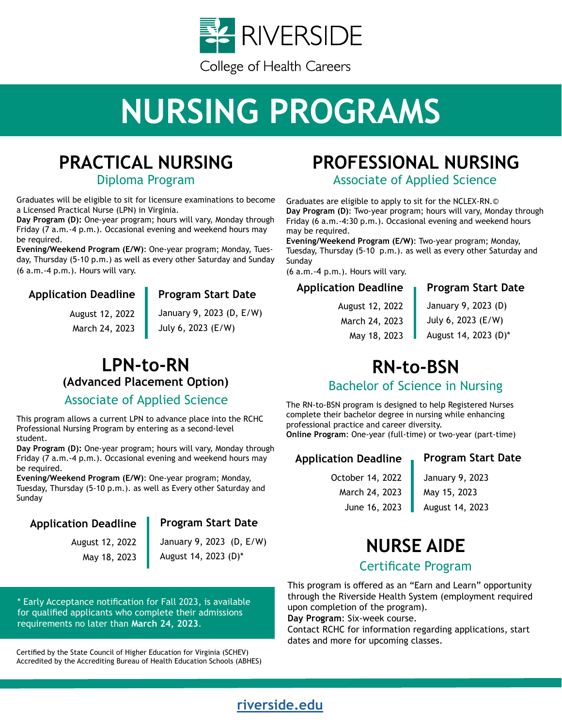# RIVERSIDE

College of Health Careers

# NURSING PROGRAMS

## PRACTICAL NURSING

### Diploma Program

Graduates will be eligible to sit for licensure examinations to become a Licensed Practical Nurse (LPN) in Virginia.

**Day Program (D):** One-year program; hours will vary, Monday through Friday (7 a.m.-4 p.m.). Occasional evening and weekend hours may be required.

**Evening/Weekend Program (E/W)**: One-year program; Monday, Tuesday, Thursday (5-10 p.m.) as well as every other Saturday and Sunday (6 a.m.-4 p.m.). Hours will vary.

| Application Deadline | Program Start Date |
|---|---|
| August 12, 2022 | January 9, 2023 (D, E/W) |
| March 24, 2023 | July 6, 2023 (E/W) |

## LPN-to-RN

### (Advanced Placement Option)

### Associate of Applied Science

This program allows a current LPN to advance place into the RCHC Professional Nursing Program by entering as a second-level student.

**Day Program (D):** One-year program; hours will vary, Monday through Friday (7 a.m.-4 p.m.). Occasional evening and weekend hours may be required.

**Evening/Weekend Program (E/W)**: One-year program; Monday, Tuesday, Thursday (5-10 p.m.). as well as Every other Saturday and Sunday

| Application Deadline | Program Start Date |
|---|---|
| August 12, 2022 | January 9, 2023 (D, E/W) |
| May 18, 2023 | August 14, 2023 (D)* |

\* Early Acceptance notification for Fall 2023, is available for qualified applicants who complete their admissions requirements no later than **March 24, 2023**.

Certified by the State Council of Higher Education for Virginia (SCHEV)
Accredited by the Accrediting Bureau of Health Education Schools (ABHES)

## PROFESSIONAL NURSING

### Associate of Applied Science

Graduates are eligible to apply to sit for the NCLEX-RN.©

**Day Program (D)**: Two-year program; hours will vary, Monday through Friday (6 a.m.-4:30 p.m.). Occasional evening and weekend hours may be required.

**Evening/Weekend Program (E/W)**: Two-year program; Monday, Tuesday, Thursday (5-10 p.m.). as well as every other Saturday and Sunday
(6 a.m.-4 p.m.). Hours will vary.

| Application Deadline | Program Start Date |
|---|---|
| August 12, 2022 | January 9, 2023 (D) |
| March 24, 2023 | July 6, 2023 (E/W) |
| May 18, 2023 | August 14, 2023 (D)* |

## RN-to-BSN

### Bachelor of Science in Nursing

The RN-to-BSN program is designed to help Registered Nurses complete their bachelor degree in nursing while enhancing professional practice and career diversity.

**Online Program**: One-year (full-time) or two-year (part-time)

| Application Deadline | Program Start Date |
|---|---|
| October 14, 2022 | January 9, 2023 |
| March 24, 2023 | May 15, 2023 |
| June 16, 2023 | August 14, 2023 |

## NURSE AIDE

### Certificate Program

This program is offered as an "Earn and Learn" opportunity through the Riverside Health System (employment required upon completion of the program).

**Day Program**: Six-week course.

Contact RCHC for information regarding applications, start dates and more for upcoming classes.

**riverside.edu**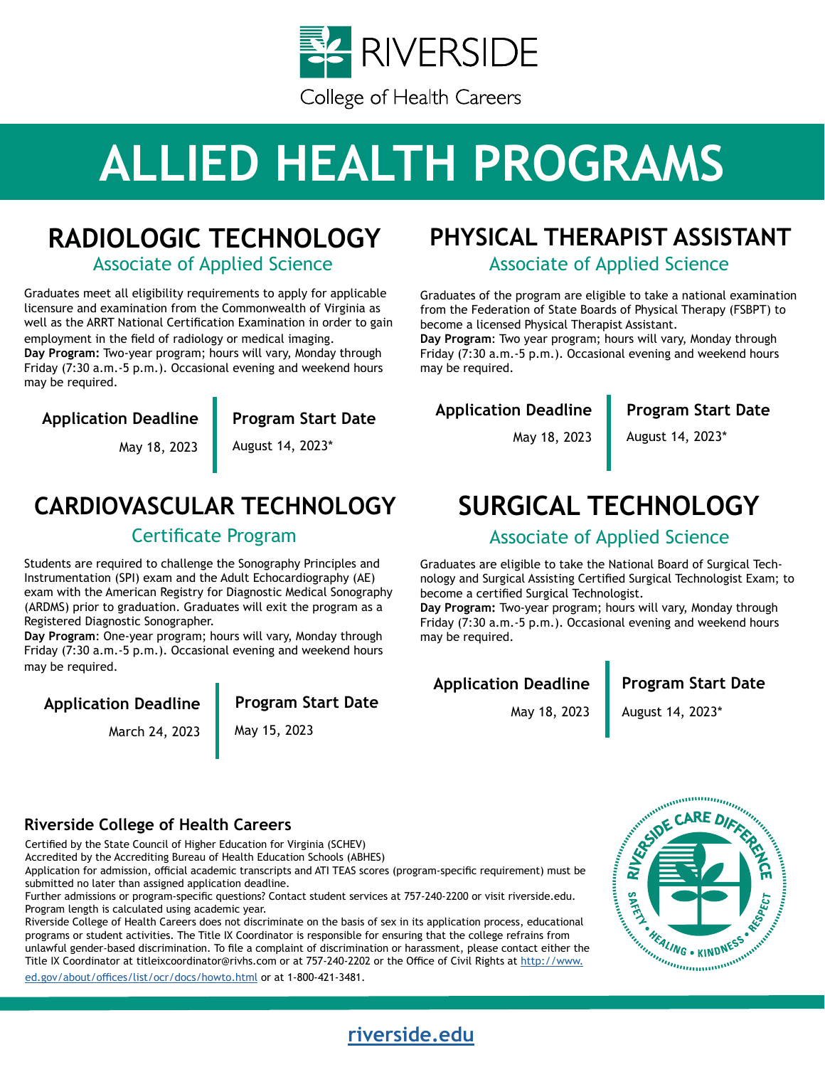RIVERSIDE

College of Health Careers

# ALLIED HEALTH PROGRAMS

## RADIOLOGIC TECHNOLOGY

Associate of Applied Science

Graduates meet all eligibility requirements to apply for applicable licensure and examination from the Commonwealth of Virginia as well as the ARRT National Certification Examination in order to gain employment in the field of radiology or medical imaging.
**Day Program:** Two-year program; hours will vary, Monday through Friday (7:30 a.m.-5 p.m.). Occasional evening and weekend hours may be required.

| Application Deadline | Program Start Date |
|---|---|
| May 18, 2023 | August 14, 2023* |

## PHYSICAL THERAPIST ASSISTANT

Associate of Applied Science

Graduates of the program are eligible to take a national examination from the Federation of State Boards of Physical Therapy (FSBPT) to become a licensed Physical Therapist Assistant.
**Day Program**: Two year program; hours will vary, Monday through Friday (7:30 a.m.-5 p.m.). Occasional evening and weekend hours may be required.

| Application Deadline | Program Start Date |
|---|---|
| May 18, 2023 | August 14, 2023* |

## CARDIOVASCULAR TECHNOLOGY

Certificate Program

Students are required to challenge the Sonography Principles and Instrumentation (SPI) exam and the Adult Echocardiography (AE) exam with the American Registry for Diagnostic Medical Sonography (ARDMS) prior to graduation. Graduates will exit the program as a Registered Diagnostic Sonographer.
**Day Program**: One-year program; hours will vary, Monday through Friday (7:30 a.m.-5 p.m.). Occasional evening and weekend hours may be required.

| Application Deadline | Program Start Date |
|---|---|
| March 24, 2023 | May 15, 2023 |

## SURGICAL TECHNOLOGY

Associate of Applied Science

Graduates are eligible to take the National Board of Surgical Technology and Surgical Assisting Certified Surgical Technologist Exam; to become a certified Surgical Technologist.
**Day Program:** Two-year program; hours will vary, Monday through Friday (7:30 a.m.-5 p.m.). Occasional evening and weekend hours may be required.

| Application Deadline | Program Start Date |
|---|---|
| May 18, 2023 | August 14, 2023* |

### Riverside College of Health Careers

Certified by the State Council of Higher Education for Virginia (SCHEV)
Accredited by the Accrediting Bureau of Health Education Schools (ABHES)
Application for admission, official academic transcripts and ATI TEAS scores (program-specific requirement) must be submitted no later than assigned application deadline.
Further admissions or program-specific questions? Contact student services at 757-240-2200 or visit riverside.edu.
Program length is calculated using academic year.
Riverside College of Health Careers does not discriminate on the basis of sex in its application process, educational programs or student activities. The Title IX Coordinator is responsible for ensuring that the college refrains from unlawful gender-based discrimination. To file a complaint of discrimination or harassment, please contact either the Title IX Coordinator at titleixcoordinator@rivhs.com or at 757-240-2202 or the Office of Civil Rights at http://www.ed.gov/about/offices/list/ocr/docs/howto.html or at 1-800-421-3481.

RIVERSIDE CARE DIFFERENCE
SAFETY • HEALING • KINDNESS • RESPECT

riverside.edu